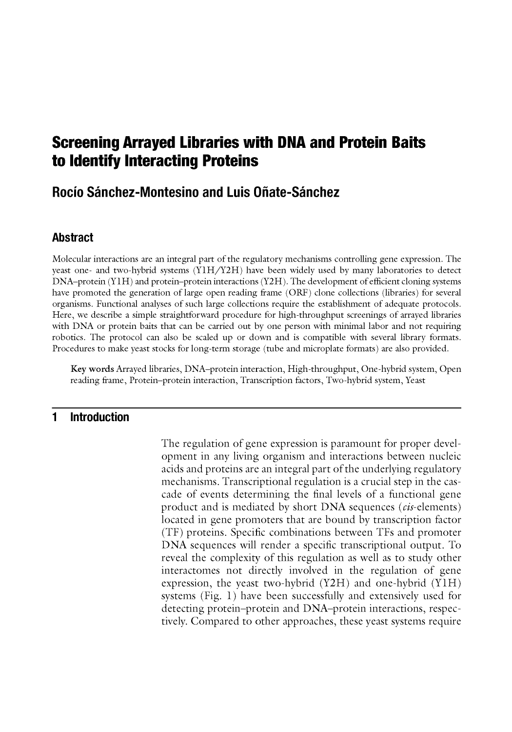# Screening Arrayed Libraries with DNA and Protein Baits to Identify Interacting Proteins

## Rocío Sánchez-Montesino and Luis Oñate-Sánchez

### Abstract

Molecular interactions are an integral part of the regulatory mechanisms controlling gene expression. The yeast one- and two-hybrid systems (Y1H/Y2H) have been widely used by many laboratories to detect DNA–protein (Y1H) and protein–protein interactions (Y2H). The development of efficient cloning systems have promoted the generation of large open reading frame (ORF) clone collections (libraries) for several organisms. Functional analyses of such large collections require the establishment of adequate protocols. Here, we describe a simple straightforward procedure for high-throughput screenings of arrayed libraries with DNA or protein baits that can be carried out by one person with minimal labor and not requiring robotics. The protocol can also be scaled up or down and is compatible with several library formats. Procedures to make yeast stocks for long-term storage (tube and microplate formats) are also provided.

**Key words** Arrayed libraries, DNA–protein interaction, High-throughput, One-hybrid system, Open reading frame, Protein–protein interaction, Transcription factors, Two-hybrid system, Yeast

## 1 Introduction

The regulation of gene expression is paramount for proper development in any living organism and interactions between nucleic acids and proteins are an integral part of the underlying regulatory mechanisms. Transcriptional regulation is a crucial step in the cascade of events determining the final levels of a functional gene product and is mediated by short DNA sequences (*cis*-elements) located in gene promoters that are bound by transcription factor (TF) proteins. Specific combinations between TFs and promoter DNA sequences will render a specific transcriptional output. To reveal the complexity of this regulation as well as to study other interactomes not directly involved in the regulation of gene expression, the yeast two-hybrid (Y2H) and one-hybrid (Y1H) systems (Fig. 1) have been successfully and extensively used for detecting protein–protein and DNA–protein interactions, respectively. Compared to other approaches, these yeast systems require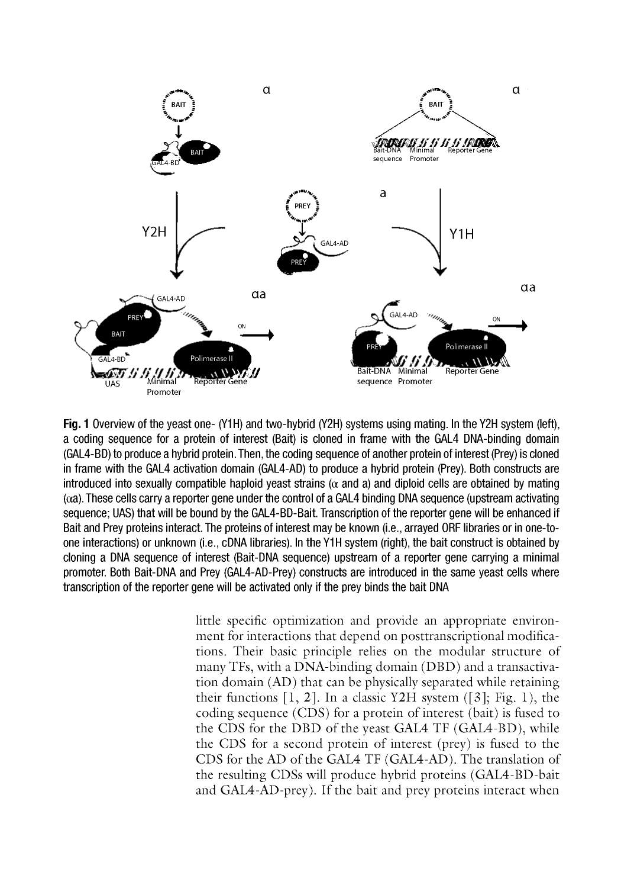**Fig. 1** Overview of the yeast one- (Y1H) and two-hybrid (Y2H) systems using mating. In the Y2H system (left), a coding sequence for a protein of interest (Bait) is cloned in frame with the GAL4 DNA-binding domain (GAL4-BD) to produce a hybrid protein. Then, the coding sequence of another protein of interest (Prey) is cloned in frame with the GAL4 activation domain (GAL4-AD) to produce a hybrid protein (Prey). Both constructs are introduced into sexually compatible haploid yeast strains (α and a) and diploid cells are obtained by mating (αa). These cells carry a reporter gene under the control of a GAL4 binding DNA sequence (upstream activating sequence; UAS) that will be bound by the GAL4-BD-Bait. Transcription of the reporter gene will be enhanced if Bait and Prey proteins interact. The proteins of interest may be known (i.e., arrayed ORF libraries or in one-to-one interactions) or unknown (i.e., cDNA libraries). In the Y1H system (right), the bait construct is obtained by cloning a DNA sequence of interest (Bait-DNA sequence) upstream of a reporter gene carrying a minimal promoter. Both Bait-DNA and Prey (GAL4-AD-Prey) constructs are introduced in the same yeast cells where transcription of the reporter gene will be activated only if the prey binds the bait DNA

little specific optimization and provide an appropriate environment for interactions that depend on posttranscriptional modifications. Their basic principle relies on the modular structure of many TFs, with a DNA-binding domain (DBD) and a transactivation domain (AD) that can be physically separated while retaining their functions [1, 2]. In a classic Y2H system ([3]; Fig. 1), the coding sequence (CDS) for a protein of interest (bait) is fused to the CDS for the DBD of the yeast GAL4 TF (GAL4-BD), while the CDS for a second protein of interest (prey) is fused to the CDS for the AD of the GAL4 TF (GAL4-AD). The translation of the resulting CDSs will produce hybrid proteins (GAL4-BD-bait and GAL4-AD-prey). If the bait and prey proteins interact when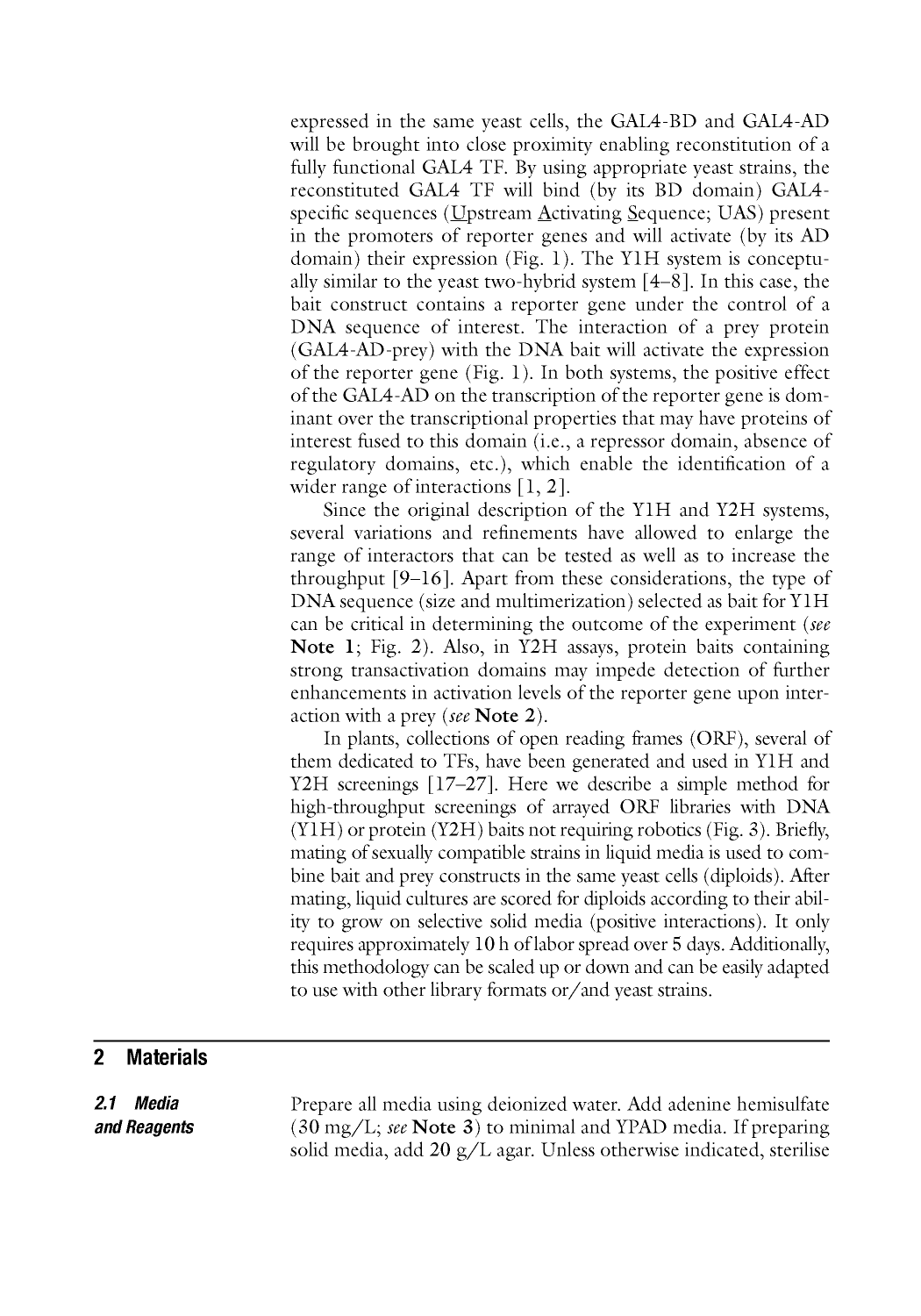expressed in the same yeast cells, the GAL4-BD and GAL4-AD will be brought into close proximity enabling reconstitution of a fully functional GAL4 TF. By using appropriate yeast strains, the reconstituted GAL4 TF will bind (by its BD domain) GAL4-specific sequences (Upstream Activating Sequence; UAS) present in the promoters of reporter genes and will activate (by its AD domain) their expression (Fig. 1). The Y1H system is conceptually similar to the yeast two-hybrid system [4–8]. In this case, the bait construct contains a reporter gene under the control of a DNA sequence of interest. The interaction of a prey protein (GAL4-AD-prey) with the DNA bait will activate the expression of the reporter gene (Fig. 1). In both systems, the positive effect of the GAL4-AD on the transcription of the reporter gene is dominant over the transcriptional properties that may have proteins of interest fused to this domain (i.e., a repressor domain, absence of regulatory domains, etc.), which enable the identification of a wider range of interactions [1, 2].

Since the original description of the Y1H and Y2H systems, several variations and refinements have allowed to enlarge the range of interactors that can be tested as well as to increase the throughput [9–16]. Apart from these considerations, the type of DNA sequence (size and multimerization) selected as bait for Y1H can be critical in determining the outcome of the experiment (*see* **Note 1**; Fig. 2). Also, in Y2H assays, protein baits containing strong transactivation domains may impede detection of further enhancements in activation levels of the reporter gene upon interaction with a prey (*see* **Note 2**).

In plants, collections of open reading frames (ORF), several of them dedicated to TFs, have been generated and used in Y1H and Y2H screenings [17–27]. Here we describe a simple method for high-throughput screenings of arrayed ORF libraries with DNA (Y1H) or protein (Y2H) baits not requiring robotics (Fig. 3). Briefly, mating of sexually compatible strains in liquid media is used to combine bait and prey constructs in the same yeast cells (diploids). After mating, liquid cultures are scored for diploids according to their ability to grow on selective solid media (positive interactions). It only requires approximately 10 h of labor spread over 5 days. Additionally, this methodology can be scaled up or down and can be easily adapted to use with other library formats or/and yeast strains.

## 2 Materials

### 2.1 Media and Reagents

Prepare all media using deionized water. Add adenine hemisulfate (30 mg/L; *see* **Note 3**) to minimal and YPAD media. If preparing solid media, add 20 g/L agar. Unless otherwise indicated, sterilise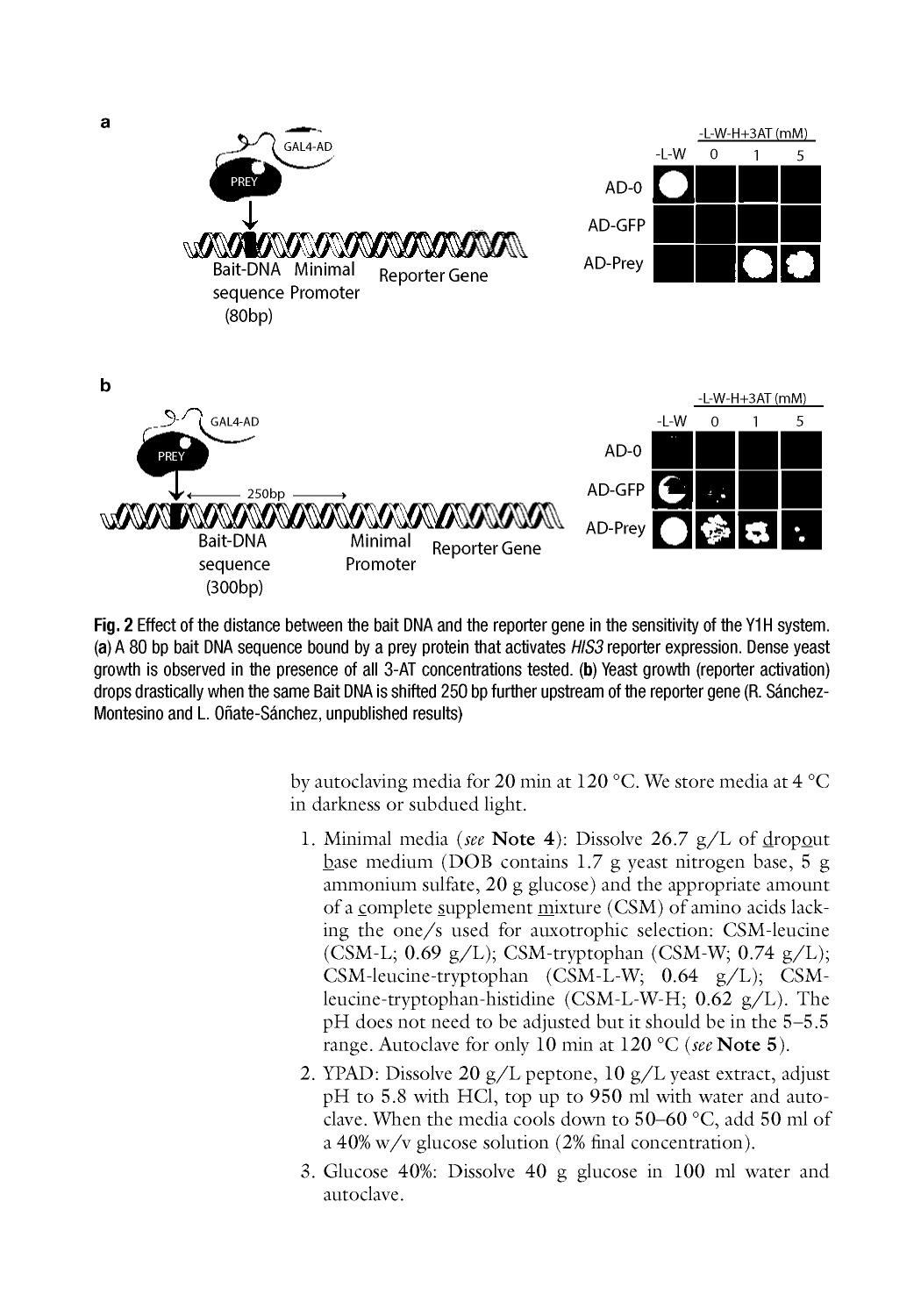**Fig. 2** Effect of the distance between the bait DNA and the reporter gene in the sensitivity of the Y1H system. (**a**) A 80 bp bait DNA sequence bound by a prey protein that activates *HIS3* reporter expression. Dense yeast growth is observed in the presence of all 3-AT concentrations tested. (**b**) Yeast growth (reporter activation) drops drastically when the same Bait DNA is shifted 250 bp further upstream of the reporter gene (R. Sánchez-Montesino and L. Oñate-Sánchez, unpublished results)

by autoclaving media for 20 min at 120 °C. We store media at 4 °C in darkness or subdued light.

1. Minimal media (*see* **Note 4**): Dissolve 26.7 g/L of dropout base medium (DOB contains 1.7 g yeast nitrogen base, 5 g ammonium sulfate, 20 g glucose) and the appropriate amount of a complete supplement mixture (CSM) of amino acids lacking the one/s used for auxotrophic selection: CSM-leucine (CSM-L; 0.69 g/L); CSM-tryptophan (CSM-W; 0.74 g/L); CSM-leucine-tryptophan (CSM-L-W; 0.64 g/L); CSM-leucine-tryptophan-histidine (CSM-L-W-H; 0.62 g/L). The pH does not need to be adjusted but it should be in the 5–5.5 range. Autoclave for only 10 min at 120 °C (*see* **Note 5**).
2. YPAD: Dissolve 20 g/L peptone, 10 g/L yeast extract, adjust pH to 5.8 with HCl, top up to 950 ml with water and autoclave. When the media cools down to 50–60 °C, add 50 ml of a 40% w/v glucose solution (2% final concentration).
3. Glucose 40%: Dissolve 40 g glucose in 100 ml water and autoclave.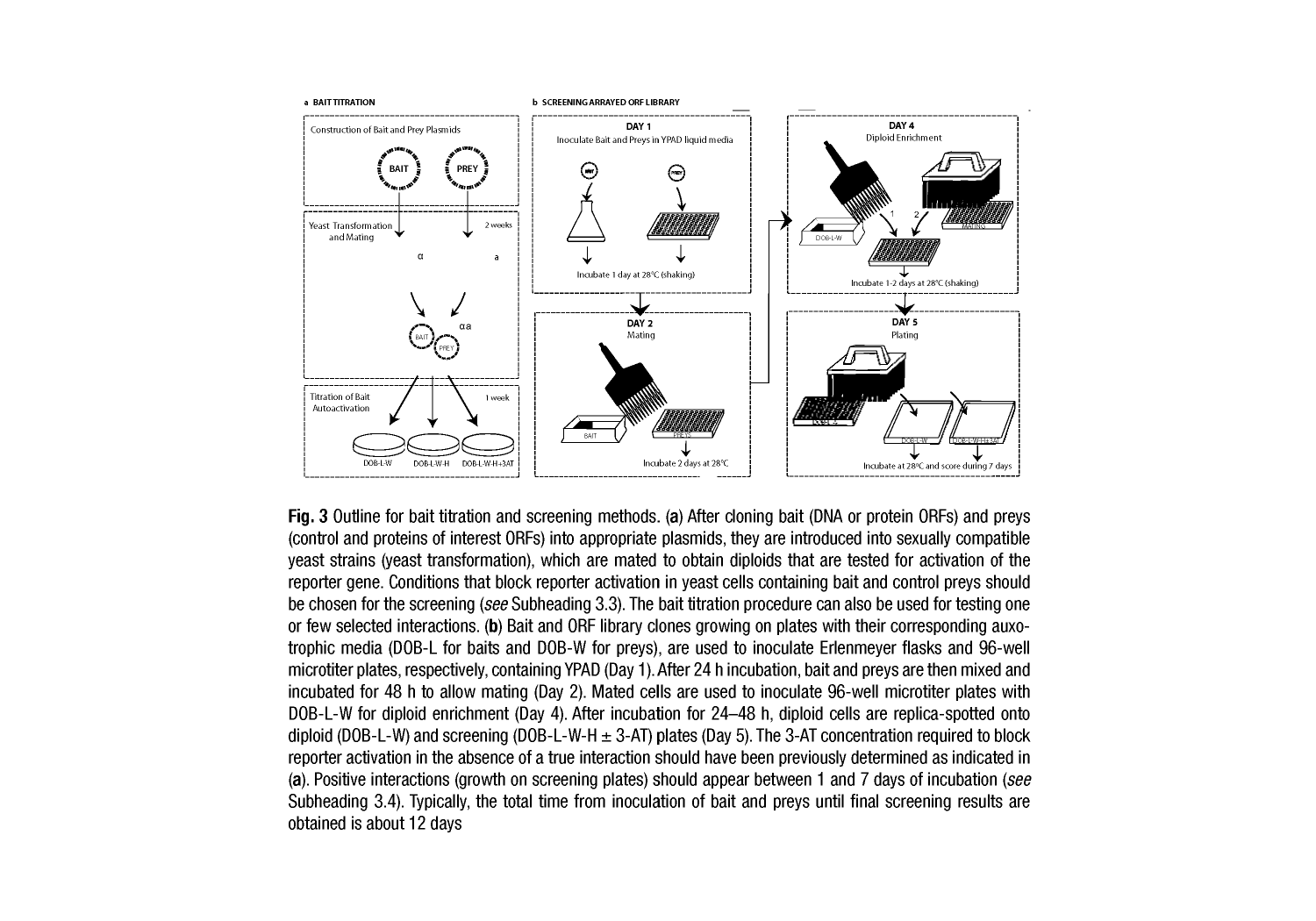Fig. 3 Outline for bait titration and screening methods. (a) After cloning bait (DNA or protein ORFs) and preys (control and proteins of interest ORFs) into appropriate plasmids, they are introduced into sexually compatible yeast strains (yeast transformation), which are mated to obtain diploids that are tested for activation of the reporter gene. Conditions that block reporter activation in yeast cells containing bait and control preys should be chosen for the screening (*see* Subheading 3.3). The bait titration procedure can also be used for testing one or few selected interactions. (b) Bait and ORF library clones growing on plates with their corresponding auxotrophic media (DOB-L for baits and DOB-W for preys), are used to inoculate Erlenmeyer flasks and 96-well microtiter plates, respectively, containing YPAD (Day 1). After 24 h incubation, bait and preys are then mixed and incubated for 48 h to allow mating (Day 2). Mated cells are used to inoculate 96-well microtiter plates with DOB-L-W for diploid enrichment (Day 4). After incubation for 24–48 h, diploid cells are replica-spotted onto diploid (DOB-L-W) and screening (DOB-L-W-H ± 3-AT) plates (Day 5). The 3-AT concentration required to block reporter activation in the absence of a true interaction should have been previously determined as indicated in (a). Positive interactions (growth on screening plates) should appear between 1 and 7 days of incubation (*see* Subheading 3.4). Typically, the total time from inoculation of bait and preys until final screening results are obtained is about 12 days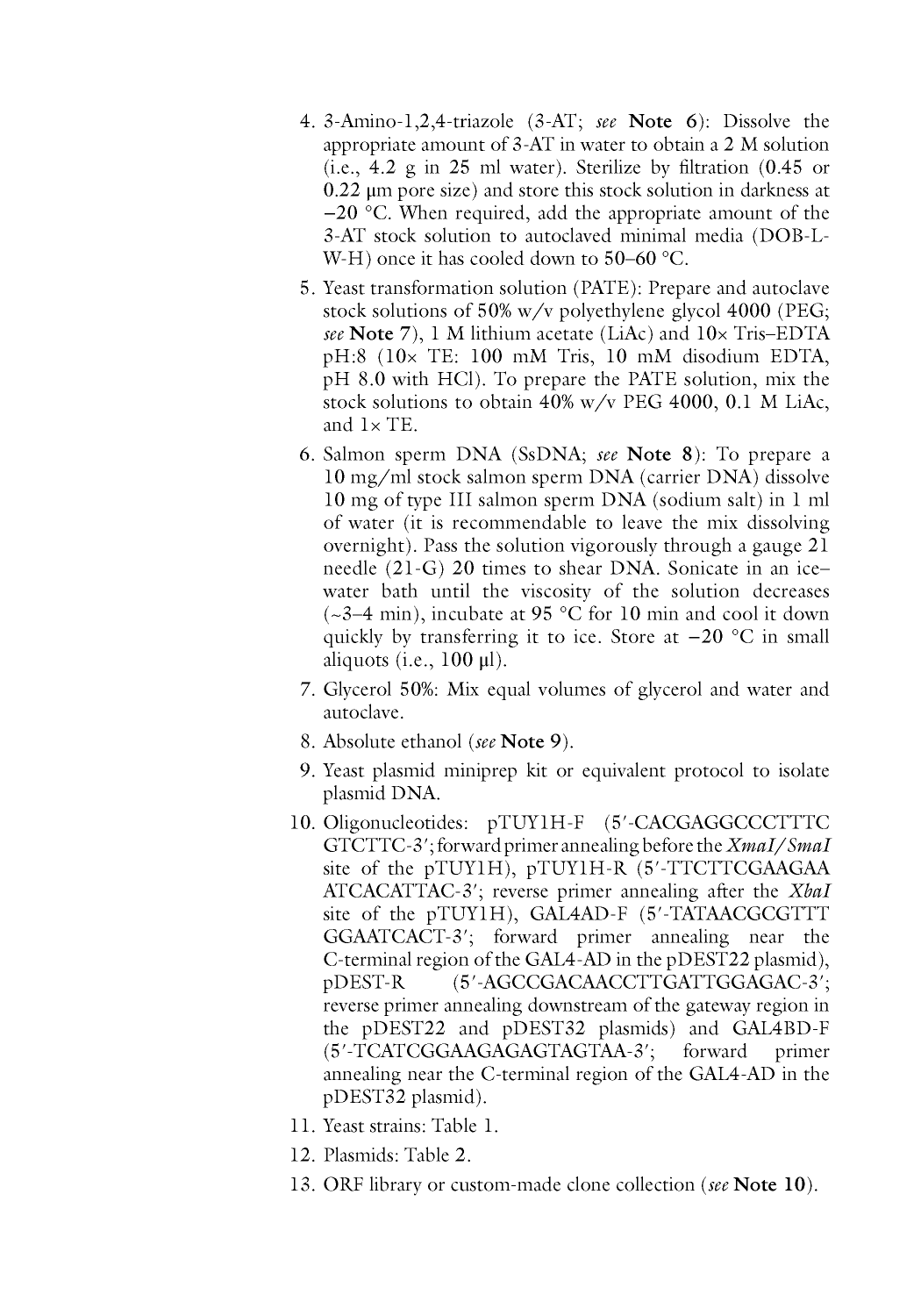4. 3-Amino-1,2,4-triazole (3-AT; *see* **Note 6**): Dissolve the appropriate amount of 3-AT in water to obtain a 2 M solution (i.e., 4.2 g in 25 ml water). Sterilize by filtration (0.45 or 0.22 μm pore size) and store this stock solution in darkness at −20 °C. When required, add the appropriate amount of the 3-AT stock solution to autoclaved minimal media (DOB-L-W-H) once it has cooled down to 50–60 °C.
5. Yeast transformation solution (PATE): Prepare and autoclave stock solutions of 50% w/v polyethylene glycol 4000 (PEG; *see* **Note 7**), 1 M lithium acetate (LiAc) and 10× Tris–EDTA pH:8 (10× TE: 100 mM Tris, 10 mM disodium EDTA, pH 8.0 with HCl). To prepare the PATE solution, mix the stock solutions to obtain 40% w/v PEG 4000, 0.1 M LiAc, and 1× TE.
6. Salmon sperm DNA (SsDNA; *see* **Note 8**): To prepare a 10 mg/ml stock salmon sperm DNA (carrier DNA) dissolve 10 mg of type III salmon sperm DNA (sodium salt) in 1 ml of water (it is recommendable to leave the mix dissolving overnight). Pass the solution vigorously through a gauge 21 needle (21-G) 20 times to shear DNA. Sonicate in an ice–water bath until the viscosity of the solution decreases (~3–4 min), incubate at 95 °C for 10 min and cool it down quickly by transferring it to ice. Store at −20 °C in small aliquots (i.e., 100 μl).
7. Glycerol 50%: Mix equal volumes of glycerol and water and autoclave.
8. Absolute ethanol (*see* **Note 9**).
9. Yeast plasmid miniprep kit or equivalent protocol to isolate plasmid DNA.
10. Oligonucleotides: pTUY1H-F (5′-CACGAGGCCCTTTC GTCTTC-3′; forward primer annealing before the *XmaI/SmaI* site of the pTUY1H), pTUY1H-R (5′-TTCTTCGAAGAA ATCACATTAC-3′; reverse primer annealing after the *XbaI* site of the pTUY1H), GAL4AD-F (5′-TATAACGCGTTT GGAATCACT-3′; forward primer annealing near the C-terminal region of the GAL4-AD in the pDEST22 plasmid), pDEST-R (5′-AGCCGACAACCTTGATTGGAGAC-3′; reverse primer annealing downstream of the gateway region in the pDEST22 and pDEST32 plasmids) and GAL4BD-F (5′-TCATCGGAAGAGAGTAGTAA-3′; forward primer annealing near the C-terminal region of the GAL4-AD in the pDEST32 plasmid).
11. Yeast strains: Table 1.
12. Plasmids: Table 2.
13. ORF library or custom-made clone collection (*see* **Note 10**).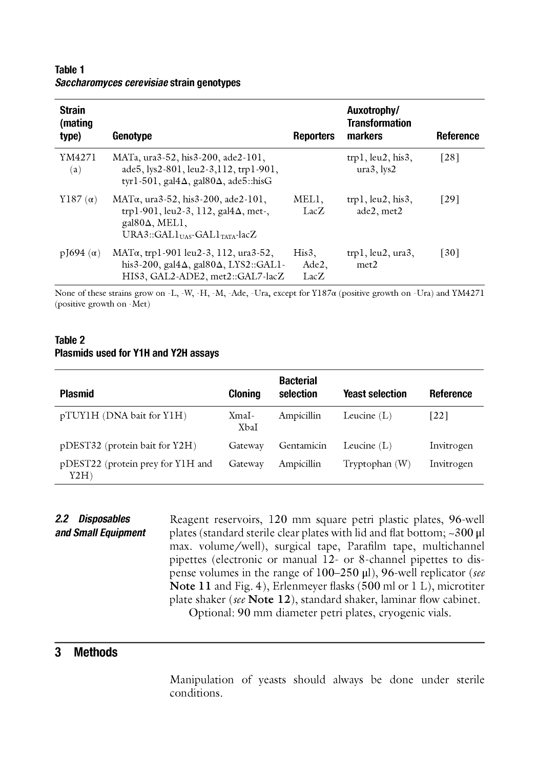**Table 1**
***Saccharomyces cerevisiae*** **strain genotypes**

| Strain (mating type) | Genotype | Reporters | Auxotrophy/ Transformation markers | Reference |
|---|---|---|---|---|
| YM4271 (a) | MATa, ura3-52, his3-200, ade2-101, ade5, lys2-801, leu2-3,112, trp1-901, tyr1-501, gal4Δ, gal80Δ, ade5::hisG | | trp1, leu2, his3, ura3, lys2 | [28] |
| Y187 (α) | MATα, ura3-52, his3-200, ade2-101, trp1-901, leu2-3, 112, gal4Δ, met-, gal80Δ, MEL1, URA3::GAL1$_{UAS}$-GAL1$_{TATA}$-lacZ | MEL1, LacZ | trp1, leu2, his3, ade2, met2 | [29] |
| pJ694 (α) | MATα, trp1-901 leu2-3, 112, ura3-52, his3-200, gal4Δ, gal80Δ, LYS2::GAL1-HIS3, GAL2-ADE2, met2::GAL7-lacZ | His3, Ade2, LacZ | trp1, leu2, ura3, met2 | [30] |

None of these strains grow on -L, -W, -H, -M, -Ade, -Ura, except for Y187α (positive growth on -Ura) and YM4271 (positive growth on -Met)

**Table 2**
**Plasmids used for Y1H and Y2H assays**

| Plasmid | Cloning | Bacterial selection | Yeast selection | Reference |
|---|---|---|---|---|
| pTUY1H (DNA bait for Y1H) | XmaI-XbaI | Ampicillin | Leucine (L) | [22] |
| pDEST32 (protein bait for Y2H) | Gateway | Gentamicin | Leucine (L) | Invitrogen |
| pDEST22 (protein prey for Y1H and Y2H) | Gateway | Ampicillin | Tryptophan (W) | Invitrogen |

### 2.2 Disposables and Small Equipment

Reagent reservoirs, 120 mm square petri plastic plates, 96-well plates (standard sterile clear plates with lid and flat bottom; ~300 μl max. volume/well), surgical tape, Parafilm tape, multichannel pipettes (electronic or manual 12- or 8-channel pipettes to dispense volumes in the range of 100–250 μl), 96-well replicator (*see* **Note 11** and Fig. 4), Erlenmeyer flasks (500 ml or 1 L), microtiter plate shaker (*see* **Note 12**), standard shaker, laminar flow cabinet.

Optional: 90 mm diameter petri plates, cryogenic vials.

## 3 Methods

Manipulation of yeasts should always be done under sterile conditions.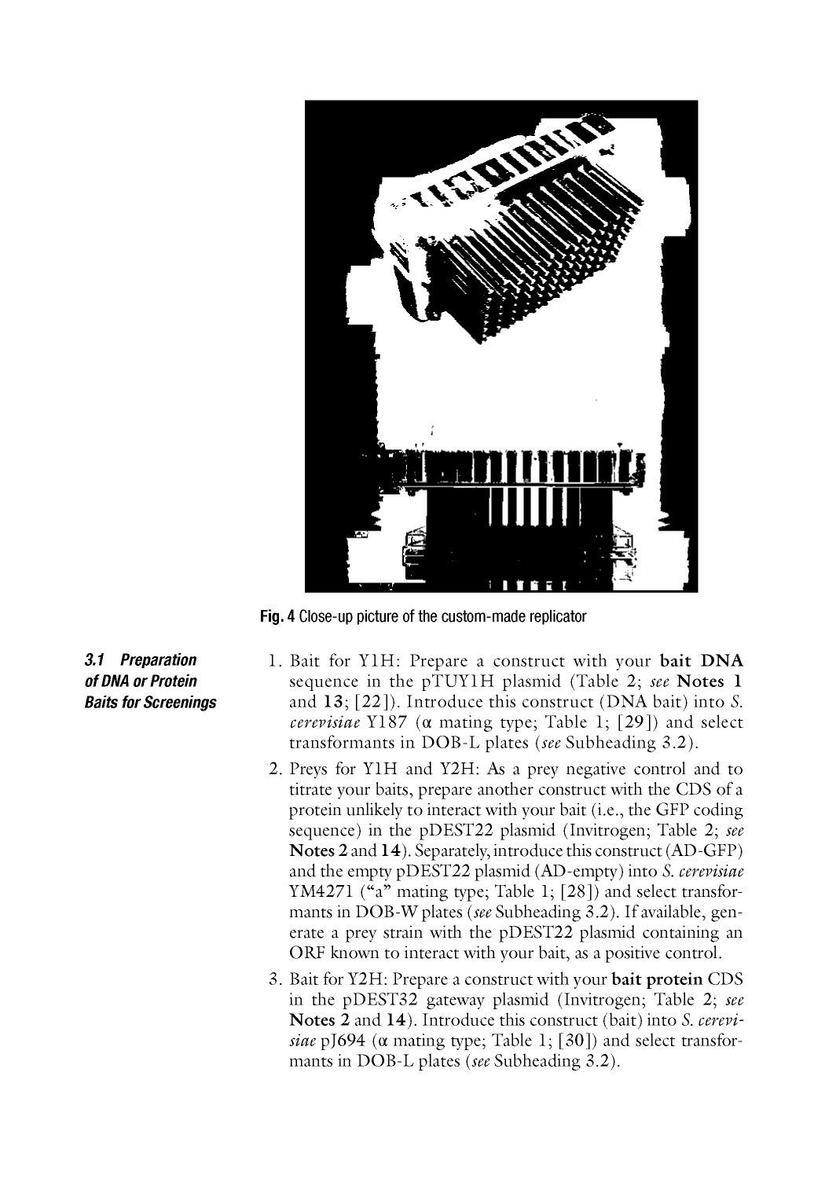Fig. 4 Close-up picture of the custom-made replicator

### 3.1 Preparation of DNA or Protein Baits for Screenings

1. Bait for Y1H: Prepare a construct with your **bait DNA** sequence in the pTUY1H plasmid (Table 2; *see* **Notes 1** and **13**; [22]). Introduce this construct (DNA bait) into *S. cerevisiae* Y187 (α mating type; Table 1; [29]) and select transformants in DOB-L plates (*see* Subheading 3.2).
2. Preys for Y1H and Y2H: As a prey negative control and to titrate your baits, prepare another construct with the CDS of a protein unlikely to interact with your bait (i.e., the GFP coding sequence) in the pDEST22 plasmid (Invitrogen; Table 2; *see* **Notes 2** and **14**). Separately, introduce this construct (AD-GFP) and the empty pDEST22 plasmid (AD-empty) into *S. cerevisiae* YM4271 ("a" mating type; Table 1; [28]) and select transformants in DOB-W plates (*see* Subheading 3.2). If available, generate a prey strain with the pDEST22 plasmid containing an ORF known to interact with your bait, as a positive control.
3. Bait for Y2H: Prepare a construct with your **bait protein** CDS in the pDEST32 gateway plasmid (Invitrogen; Table 2; *see* **Notes 2** and **14**). Introduce this construct (bait) into *S. cerevisiae* pJ694 (α mating type; Table 1; [30]) and select transformants in DOB-L plates (*see* Subheading 3.2).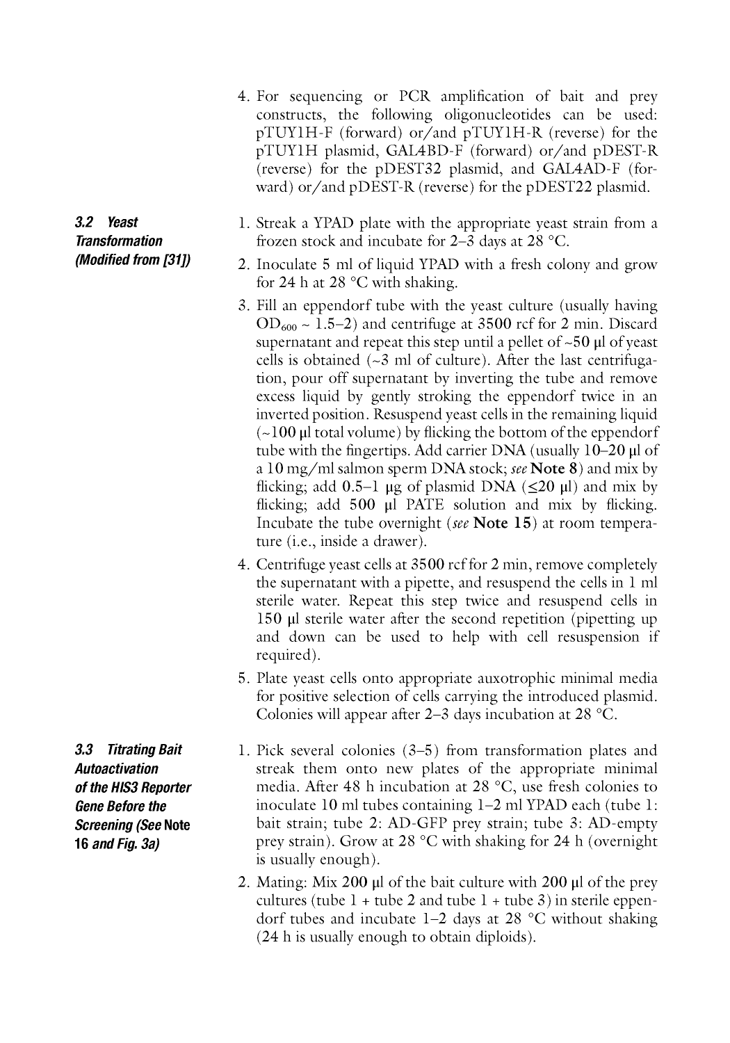4. For sequencing or PCR amplification of bait and prey constructs, the following oligonucleotides can be used: pTUY1H-F (forward) or/and pTUY1H-R (reverse) for the pTUY1H plasmid, GAL4BD-F (forward) or/and pDEST-R (reverse) for the pDEST32 plasmid, and GAL4AD-F (forward) or/and pDEST-R (reverse) for the pDEST22 plasmid.

### 3.2 Yeast Transformation (Modified from [31])

1. Streak a YPAD plate with the appropriate yeast strain from a frozen stock and incubate for 2–3 days at 28 °C.
2. Inoculate 5 ml of liquid YPAD with a fresh colony and grow for 24 h at 28 °C with shaking.
3. Fill an eppendorf tube with the yeast culture (usually having $OD_{600}$ ~ 1.5–2) and centrifuge at 3500 rcf for 2 min. Discard supernatant and repeat this step until a pellet of ~50 μl of yeast cells is obtained (~3 ml of culture). After the last centrifugation, pour off supernatant by inverting the tube and remove excess liquid by gently stroking the eppendorf twice in an inverted position. Resuspend yeast cells in the remaining liquid (~100 μl total volume) by flicking the bottom of the eppendorf tube with the fingertips. Add carrier DNA (usually 10–20 μl of a 10 mg/ml salmon sperm DNA stock; *see* **Note 8**) and mix by flicking; add 0.5–1 μg of plasmid DNA (≤20 μl) and mix by flicking; add 500 μl PATE solution and mix by flicking. Incubate the tube overnight (*see* **Note 15**) at room temperature (i.e., inside a drawer).
4. Centrifuge yeast cells at 3500 rcf for 2 min, remove completely the supernatant with a pipette, and resuspend the cells in 1 ml sterile water. Repeat this step twice and resuspend cells in 150 μl sterile water after the second repetition (pipetting up and down can be used to help with cell resuspension if required).
5. Plate yeast cells onto appropriate auxotrophic minimal media for positive selection of cells carrying the introduced plasmid. Colonies will appear after 2–3 days incubation at 28 °C.

### 3.3 Titrating Bait Autoactivation of the HIS3 Reporter Gene Before the Screening (See Note 16 and Fig. 3a)

1. Pick several colonies (3–5) from transformation plates and streak them onto new plates of the appropriate minimal media. After 48 h incubation at 28 °C, use fresh colonies to inoculate 10 ml tubes containing 1–2 ml YPAD each (tube 1: bait strain; tube 2: AD-GFP prey strain; tube 3: AD-empty prey strain). Grow at 28 °C with shaking for 24 h (overnight is usually enough).
2. Mating: Mix 200 μl of the bait culture with 200 μl of the prey cultures (tube 1 + tube 2 and tube 1 + tube 3) in sterile eppendorf tubes and incubate 1–2 days at 28 °C without shaking (24 h is usually enough to obtain diploids).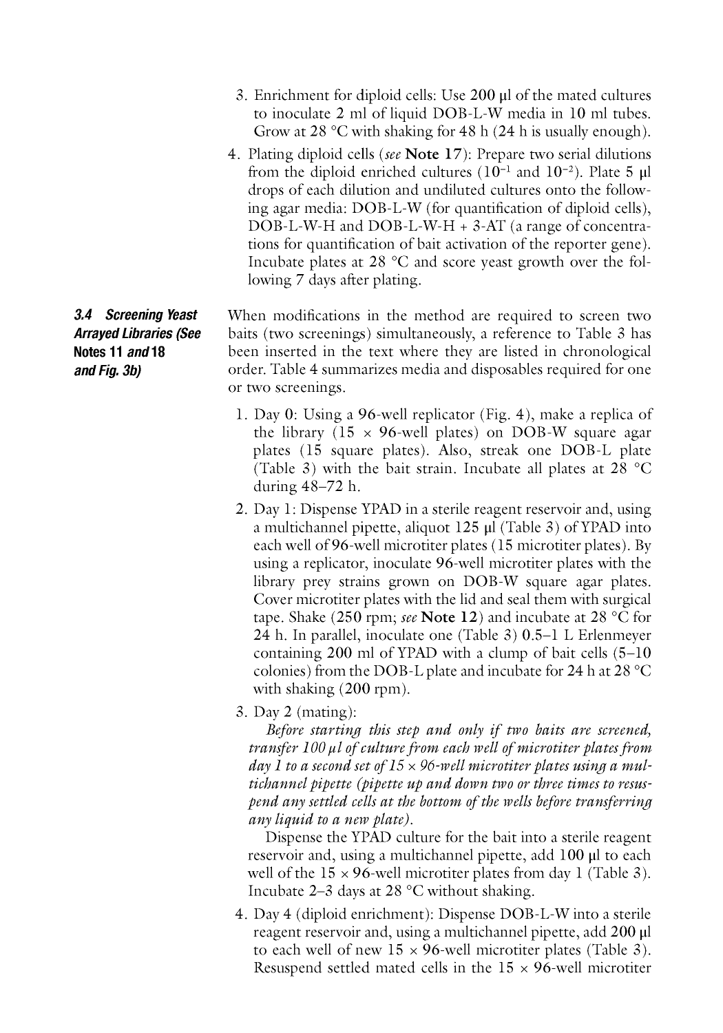3. Enrichment for diploid cells: Use 200 μl of the mated cultures to inoculate 2 ml of liquid DOB-L-W media in 10 ml tubes. Grow at 28 °C with shaking for 48 h (24 h is usually enough).
4. Plating diploid cells (*see* **Note 17**): Prepare two serial dilutions from the diploid enriched cultures ($10^{-1}$ and $10^{-2}$). Plate 5 μl drops of each dilution and undiluted cultures onto the following agar media: DOB-L-W (for quantification of diploid cells), DOB-L-W-H and DOB-L-W-H + 3-AT (a range of concentrations for quantification of bait activation of the reporter gene). Incubate plates at 28 °C and score yeast growth over the following 7 days after plating.

### 3.4 Screening Yeast Arrayed Libraries (See Notes 11 *and* 18 and Fig. 3b)

When modifications in the method are required to screen two baits (two screenings) simultaneously, a reference to Table 3 has been inserted in the text where they are listed in chronological order. Table 4 summarizes media and disposables required for one or two screenings.

1. Day 0: Using a 96-well replicator (Fig. 4), make a replica of the library (15 × 96-well plates) on DOB-W square agar plates (15 square plates). Also, streak one DOB-L plate (Table 3) with the bait strain. Incubate all plates at 28 °C during 48–72 h.
2. Day 1: Dispense YPAD in a sterile reagent reservoir and, using a multichannel pipette, aliquot 125 μl (Table 3) of YPAD into each well of 96-well microtiter plates (15 microtiter plates). By using a replicator, inoculate 96-well microtiter plates with the library prey strains grown on DOB-W square agar plates. Cover microtiter plates with the lid and seal them with surgical tape. Shake (250 rpm; *see* **Note 12**) and incubate at 28 °C for 24 h. In parallel, inoculate one (Table 3) 0.5–1 L Erlenmeyer containing 200 ml of YPAD with a clump of bait cells (5–10 colonies) from the DOB-L plate and incubate for 24 h at 28 °C with shaking (200 rpm).
3. Day 2 (mating):

   *Before starting this step and only if two baits are screened, transfer 100 μl of culture from each well of microtiter plates from day 1 to a second set of 15 × 96-well microtiter plates using a multichannel pipette (pipette up and down two or three times to resuspend any settled cells at the bottom of the wells before transferring any liquid to a new plate).*

   Dispense the YPAD culture for the bait into a sterile reagent reservoir and, using a multichannel pipette, add 100 μl to each well of the 15 × 96-well microtiter plates from day 1 (Table 3). Incubate 2–3 days at 28 °C without shaking.
4. Day 4 (diploid enrichment): Dispense DOB-L-W into a sterile reagent reservoir and, using a multichannel pipette, add 200 μl to each well of new 15 × 96-well microtiter plates (Table 3). Resuspend settled mated cells in the 15 × 96-well microtiter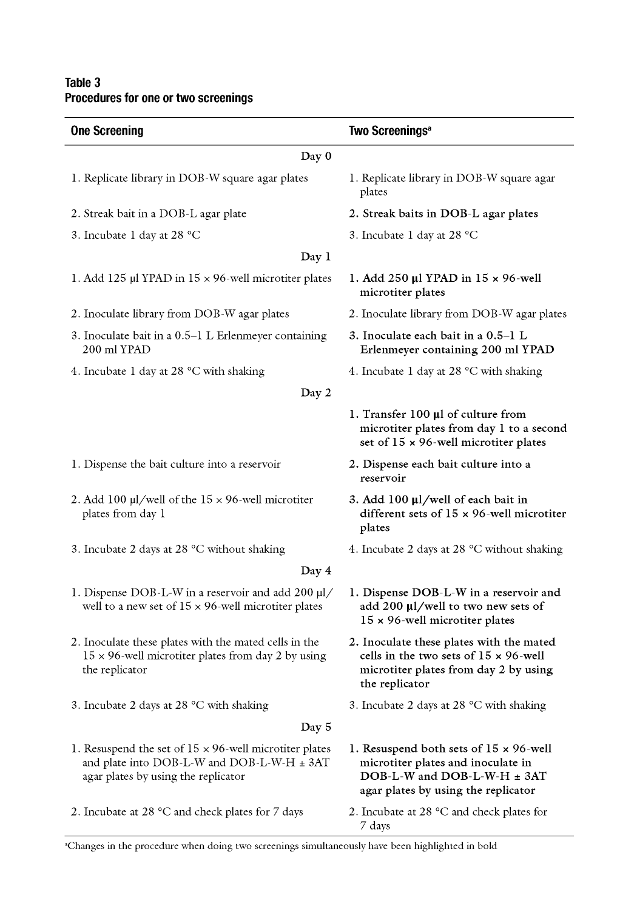**Table 3**
**Procedures for one or two screenings**

| One Screening | Two Screenings[a] |
|---|---|
| **Day 0** | |
| 1. Replicate library in DOB-W square agar plates | 1. Replicate library in DOB-W square agar plates |
| 2. Streak bait in a DOB-L agar plate | **2. Streak baits in DOB-L agar plates** |
| 3. Incubate 1 day at 28 °C | 3. Incubate 1 day at 28 °C |
| **Day 1** | |
| 1. Add 125 μl YPAD in 15 × 96-well microtiter plates | **1. Add 250 μl YPAD in 15 × 96-well microtiter plates** |
| 2. Inoculate library from DOB-W agar plates | 2. Inoculate library from DOB-W agar plates |
| 3. Inoculate bait in a 0.5–1 L Erlenmeyer containing 200 ml YPAD | **3. Inoculate each bait in a 0.5–1 L Erlenmeyer containing 200 ml YPAD** |
| 4. Incubate 1 day at 28 °C with shaking | 4. Incubate 1 day at 28 °C with shaking |
| **Day 2** | |
| | **1. Transfer 100 μl of culture from microtiter plates from day 1 to a second set of 15 × 96-well microtiter plates** |
| 1. Dispense the bait culture into a reservoir | **2. Dispense each bait culture into a reservoir** |
| 2. Add 100 μl/well of the 15 × 96-well microtiter plates from day 1 | **3. Add 100 μl/well of each bait in different sets of 15 × 96-well microtiter plates** |
| 3. Incubate 2 days at 28 °C without shaking | 4. Incubate 2 days at 28 °C without shaking |
| **Day 4** | |
| 1. Dispense DOB-L-W in a reservoir and add 200 μl/well to a new set of 15 × 96-well microtiter plates | **1. Dispense DOB-L-W in a reservoir and add 200 μl/well to two new sets of 15 × 96-well microtiter plates** |
| 2. Inoculate these plates with the mated cells in the 15 × 96-well microtiter plates from day 2 by using the replicator | **2. Inoculate these plates with the mated cells in the two sets of 15 × 96-well microtiter plates from day 2 by using the replicator** |
| 3. Incubate 2 days at 28 °C with shaking | 3. Incubate 2 days at 28 °C with shaking |
| **Day 5** | |
| 1. Resuspend the set of 15 × 96-well microtiter plates and plate into DOB-L-W and DOB-L-W-H ± 3AT agar plates by using the replicator | **1. Resuspend both sets of 15 × 96-well microtiter plates and inoculate in DOB-L-W and DOB-L-W-H ± 3AT agar plates by using the replicator** |
| 2. Incubate at 28 °C and check plates for 7 days | 2. Incubate at 28 °C and check plates for 7 days |

[a]Changes in the procedure when doing two screenings simultaneously have been highlighted in bold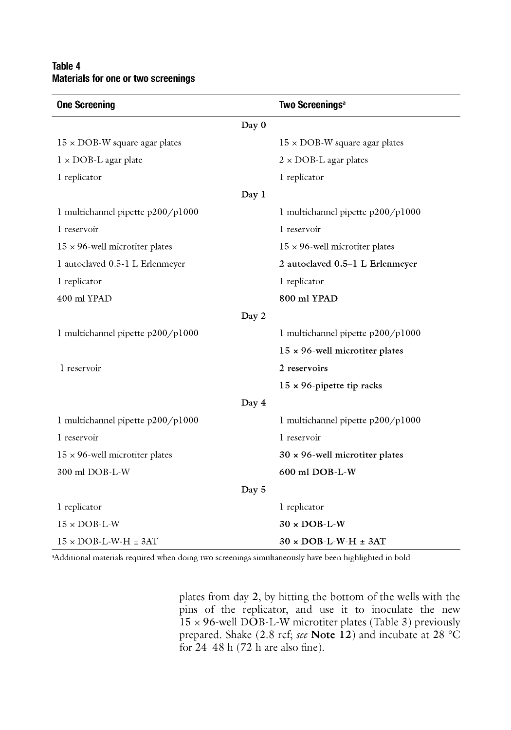**Table 4**
**Materials for one or two screenings**

| One Screening | Two Screenings[a] |
|---|---|
| **Day 0** | |
| 15 × DOB-W square agar plates | 15 × DOB-W square agar plates |
| 1 × DOB-L agar plate | 2 × DOB-L agar plates |
| 1 replicator | 1 replicator |
| **Day 1** | |
| 1 multichannel pipette p200/p1000 | 1 multichannel pipette p200/p1000 |
| 1 reservoir | 1 reservoir |
| 15 × 96-well microtiter plates | 15 × 96-well microtiter plates |
| 1 autoclaved 0.5-1 L Erlenmeyer | **2 autoclaved 0.5–1 L Erlenmeyer** |
| 1 replicator | 1 replicator |
| 400 ml YPAD | **800 ml YPAD** |
| **Day 2** | |
| 1 multichannel pipette p200/p1000 | 1 multichannel pipette p200/p1000 |
| | **15 × 96-well microtiter plates** |
| 1 reservoir | **2 reservoirs** |
| | **15 × 96-pipette tip racks** |
| **Day 4** | |
| 1 multichannel pipette p200/p1000 | 1 multichannel pipette p200/p1000 |
| 1 reservoir | 1 reservoir |
| 15 × 96-well microtiter plates | **30 × 96-well microtiter plates** |
| 300 ml DOB-L-W | **600 ml DOB-L-W** |
| **Day 5** | |
| 1 replicator | 1 replicator |
| 15 × DOB-L-W | **30 × DOB-L-W** |
| 15 × DOB-L-W-H ± 3AT | **30 × DOB-L-W-H ± 3AT** |

[a]Additional materials required when doing two screenings simultaneously have been highlighted in bold

plates from day **2**, by hitting the bottom of the wells with the pins of the replicator, and use it to inoculate the new 15 × 96-well DOB-L-W microtiter plates (Table 3) previously prepared. Shake (2.8 rcf; *see* **Note 12**) and incubate at 28 °C for 24–48 h (72 h are also fine).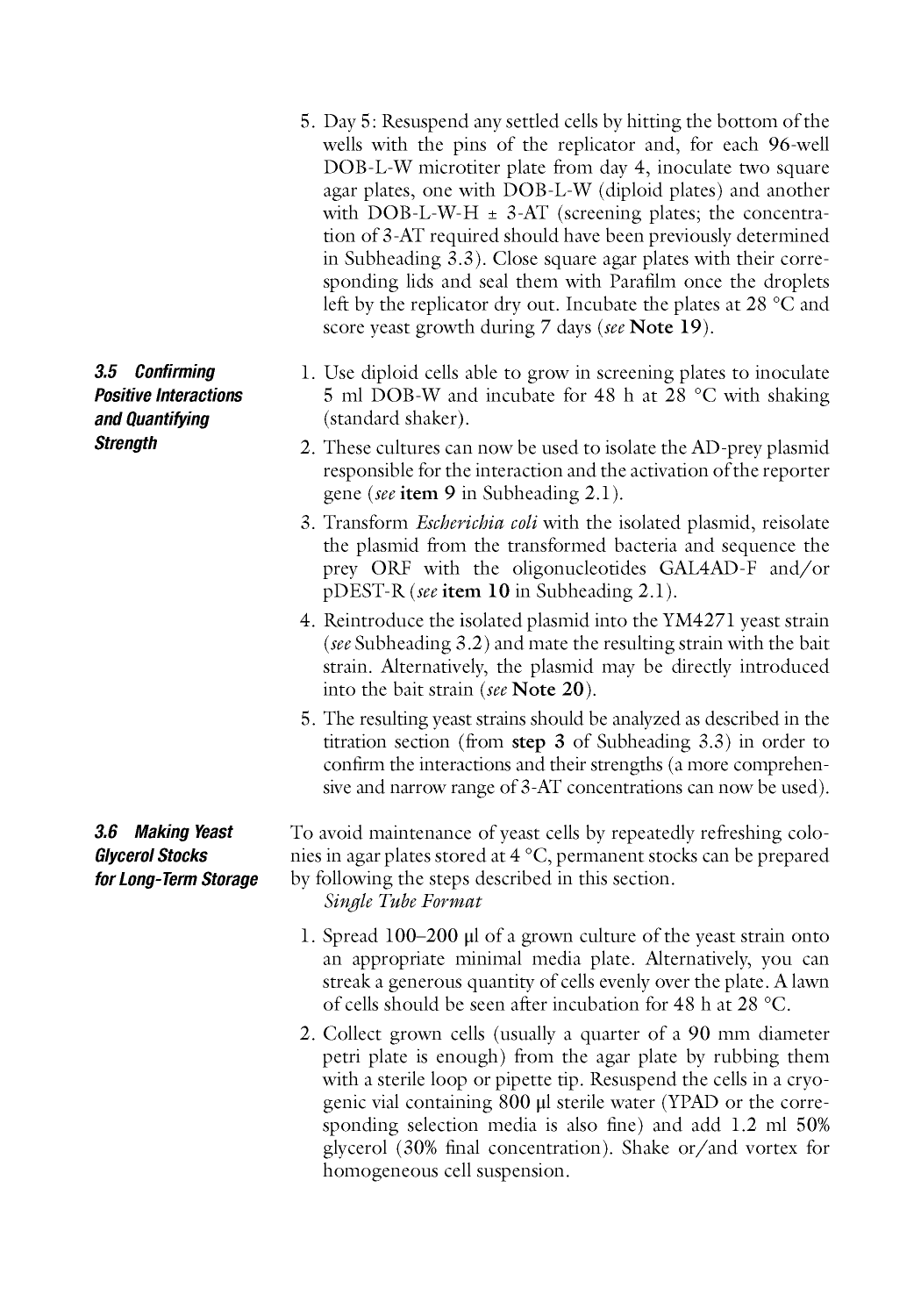5. Day 5: Resuspend any settled cells by hitting the bottom of the wells with the pins of the replicator and, for each 96-well DOB-L-W microtiter plate from day 4, inoculate two square agar plates, one with DOB-L-W (diploid plates) and another with DOB-L-W-H ± 3-AT (screening plates; the concentration of 3-AT required should have been previously determined in Subheading 3.3). Close square agar plates with their corresponding lids and seal them with Parafilm once the droplets left by the replicator dry out. Incubate the plates at 28 °C and score yeast growth during 7 days (*see* **Note 19**).

### 3.5 Confirming Positive Interactions and Quantifying Strength

1. Use diploid cells able to grow in screening plates to inoculate 5 ml DOB-W and incubate for 48 h at 28 °C with shaking (standard shaker).
2. These cultures can now be used to isolate the AD-prey plasmid responsible for the interaction and the activation of the reporter gene (*see* **item 9** in Subheading 2.1).
3. Transform *Escherichia coli* with the isolated plasmid, reisolate the plasmid from the transformed bacteria and sequence the prey ORF with the oligonucleotides GAL4AD-F and/or pDEST-R (*see* **item 10** in Subheading 2.1).
4. Reintroduce the isolated plasmid into the YM4271 yeast strain (*see* Subheading 3.2) and mate the resulting strain with the bait strain. Alternatively, the plasmid may be directly introduced into the bait strain (*see* **Note 20**).
5. The resulting yeast strains should be analyzed as described in the titration section (from **step 3** of Subheading 3.3) in order to confirm the interactions and their strengths (a more comprehensive and narrow range of 3-AT concentrations can now be used).

### 3.6 Making Yeast Glycerol Stocks for Long-Term Storage

To avoid maintenance of yeast cells by repeatedly refreshing colonies in agar plates stored at 4 °C, permanent stocks can be prepared by following the steps described in this section.

*Single Tube Format*

1. Spread 100–200 μl of a grown culture of the yeast strain onto an appropriate minimal media plate. Alternatively, you can streak a generous quantity of cells evenly over the plate. A lawn of cells should be seen after incubation for 48 h at 28 °C.
2. Collect grown cells (usually a quarter of a 90 mm diameter petri plate is enough) from the agar plate by rubbing them with a sterile loop or pipette tip. Resuspend the cells in a cryogenic vial containing 800 μl sterile water (YPAD or the corresponding selection media is also fine) and add 1.2 ml 50% glycerol (30% final concentration). Shake or/and vortex for homogeneous cell suspension.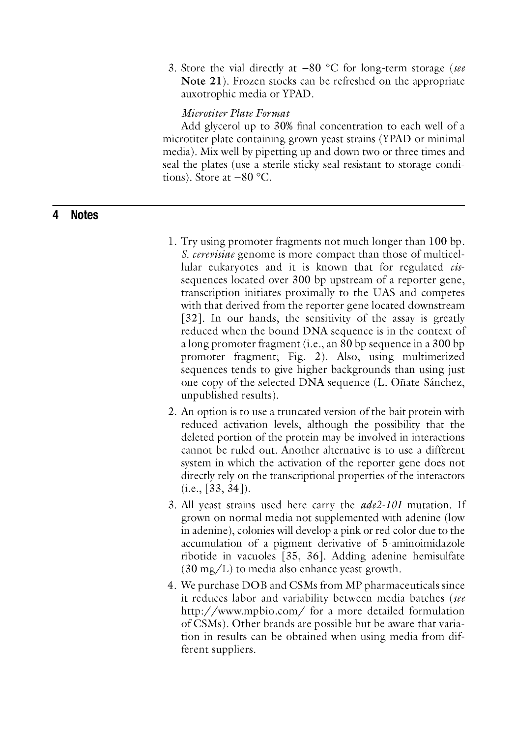3. Store the vial directly at −80 °C for long-term storage (*see* **Note 21**). Frozen stocks can be refreshed on the appropriate auxotrophic media or YPAD.

*Microtiter Plate Format*

Add glycerol up to 30% final concentration to each well of a microtiter plate containing grown yeast strains (YPAD or minimal media). Mix well by pipetting up and down two or three times and seal the plates (use a sterile sticky seal resistant to storage conditions). Store at −80 °C.

## 4 Notes

1. Try using promoter fragments not much longer than 100 bp. *S. cerevisiae* genome is more compact than those of multicellular eukaryotes and it is known that for regulated *cis*-sequences located over 300 bp upstream of a reporter gene, transcription initiates proximally to the UAS and competes with that derived from the reporter gene located downstream [32]. In our hands, the sensitivity of the assay is greatly reduced when the bound DNA sequence is in the context of a long promoter fragment (i.e., an 80 bp sequence in a 300 bp promoter fragment; Fig. 2). Also, using multimerized sequences tends to give higher backgrounds than using just one copy of the selected DNA sequence (L. Oñate-Sánchez, unpublished results).
2. An option is to use a truncated version of the bait protein with reduced activation levels, although the possibility that the deleted portion of the protein may be involved in interactions cannot be ruled out. Another alternative is to use a different system in which the activation of the reporter gene does not directly rely on the transcriptional properties of the interactors (i.e., [33, 34]).
3. All yeast strains used here carry the *ade2-101* mutation. If grown on normal media not supplemented with adenine (low in adenine), colonies will develop a pink or red color due to the accumulation of a pigment derivative of 5-aminoimidazole ribotide in vacuoles [35, 36]. Adding adenine hemisulfate (30 mg/L) to media also enhance yeast growth.
4. We purchase DOB and CSMs from MP pharmaceuticals since it reduces labor and variability between media batches (*see* http://www.mpbio.com/ for a more detailed formulation of CSMs). Other brands are possible but be aware that variation in results can be obtained when using media from different suppliers.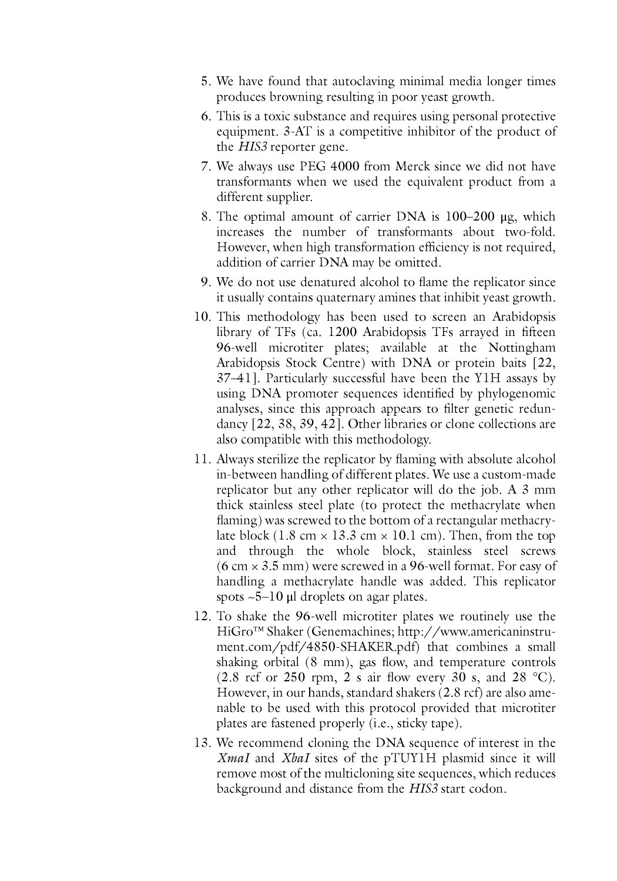5. We have found that autoclaving minimal media longer times produces browning resulting in poor yeast growth.
6. This is a toxic substance and requires using personal protective equipment. 3-AT is a competitive inhibitor of the product of the *HIS3* reporter gene.
7. We always use PEG 4000 from Merck since we did not have transformants when we used the equivalent product from a different supplier.
8. The optimal amount of carrier DNA is 100–200 μg, which increases the number of transformants about two-fold. However, when high transformation efficiency is not required, addition of carrier DNA may be omitted.
9. We do not use denatured alcohol to flame the replicator since it usually contains quaternary amines that inhibit yeast growth.
10. This methodology has been used to screen an Arabidopsis library of TFs (ca. 1200 Arabidopsis TFs arrayed in fifteen 96-well microtiter plates; available at the Nottingham Arabidopsis Stock Centre) with DNA or protein baits [22, 37–41]. Particularly successful have been the Y1H assays by using DNA promoter sequences identified by phylogenomic analyses, since this approach appears to filter genetic redundancy [22, 38, 39, 42]. Other libraries or clone collections are also compatible with this methodology.
11. Always sterilize the replicator by flaming with absolute alcohol in-between handling of different plates. We use a custom-made replicator but any other replicator will do the job. A 3 mm thick stainless steel plate (to protect the methacrylate when flaming) was screwed to the bottom of a rectangular methacrylate block (1.8 cm × 13.3 cm × 10.1 cm). Then, from the top and through the whole block, stainless steel screws (6 cm × 3.5 mm) were screwed in a 96-well format. For easy of handling a methacrylate handle was added. This replicator spots ~5–10 μl droplets on agar plates.
12. To shake the 96-well microtiter plates we routinely use the HiGro™ Shaker (Genemachines; http://www.americaninstrument.com/pdf/4850-SHAKER.pdf) that combines a small shaking orbital (8 mm), gas flow, and temperature controls (2.8 rcf or 250 rpm, 2 s air flow every 30 s, and 28 °C). However, in our hands, standard shakers (2.8 rcf) are also amenable to be used with this protocol provided that microtiter plates are fastened properly (i.e., sticky tape).
13. We recommend cloning the DNA sequence of interest in the *XmaI* and *XbaI* sites of the pTUY1H plasmid since it will remove most of the multicloning site sequences, which reduces background and distance from the *HIS3* start codon.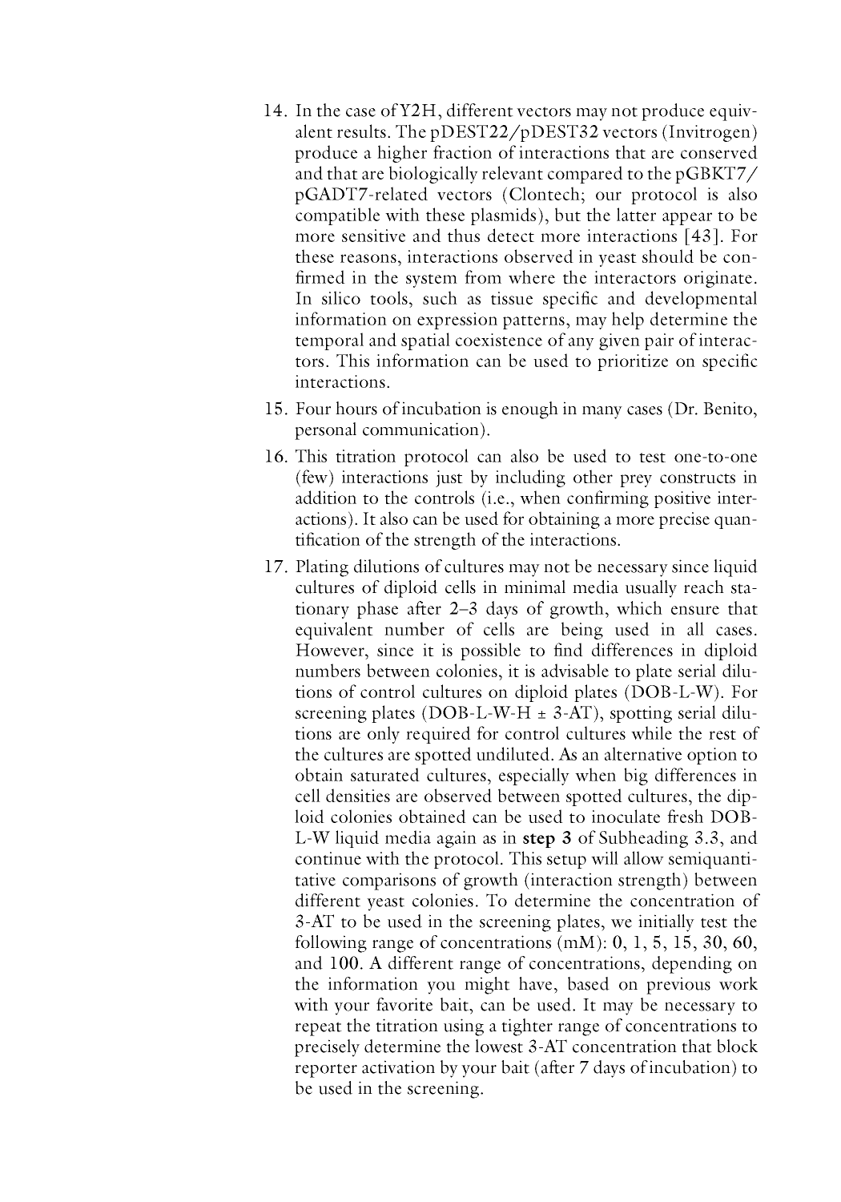14. In the case of Y2H, different vectors may not produce equivalent results. The pDEST22/pDEST32 vectors (Invitrogen) produce a higher fraction of interactions that are conserved and that are biologically relevant compared to the pGBKT7/pGADT7-related vectors (Clontech; our protocol is also compatible with these plasmids), but the latter appear to be more sensitive and thus detect more interactions [43]. For these reasons, interactions observed in yeast should be confirmed in the system from where the interactors originate. In silico tools, such as tissue specific and developmental information on expression patterns, may help determine the temporal and spatial coexistence of any given pair of interactors. This information can be used to prioritize on specific interactions.
15. Four hours of incubation is enough in many cases (Dr. Benito, personal communication).
16. This titration protocol can also be used to test one-to-one (few) interactions just by including other prey constructs in addition to the controls (i.e., when confirming positive interactions). It also can be used for obtaining a more precise quantification of the strength of the interactions.
17. Plating dilutions of cultures may not be necessary since liquid cultures of diploid cells in minimal media usually reach stationary phase after 2–3 days of growth, which ensure that equivalent number of cells are being used in all cases. However, since it is possible to find differences in diploid numbers between colonies, it is advisable to plate serial dilutions of control cultures on diploid plates (DOB-L-W). For screening plates (DOB-L-W-H ± 3-AT), spotting serial dilutions are only required for control cultures while the rest of the cultures are spotted undiluted. As an alternative option to obtain saturated cultures, especially when big differences in cell densities are observed between spotted cultures, the diploid colonies obtained can be used to inoculate fresh DOB-L-W liquid media again as in **step 3** of Subheading 3.3, and continue with the protocol. This setup will allow semiquantitative comparisons of growth (interaction strength) between different yeast colonies. To determine the concentration of 3-AT to be used in the screening plates, we initially test the following range of concentrations (mM): 0, 1, 5, 15, 30, 60, and 100. A different range of concentrations, depending on the information you might have, based on previous work with your favorite bait, can be used. It may be necessary to repeat the titration using a tighter range of concentrations to precisely determine the lowest 3-AT concentration that block reporter activation by your bait (after 7 days of incubation) to be used in the screening.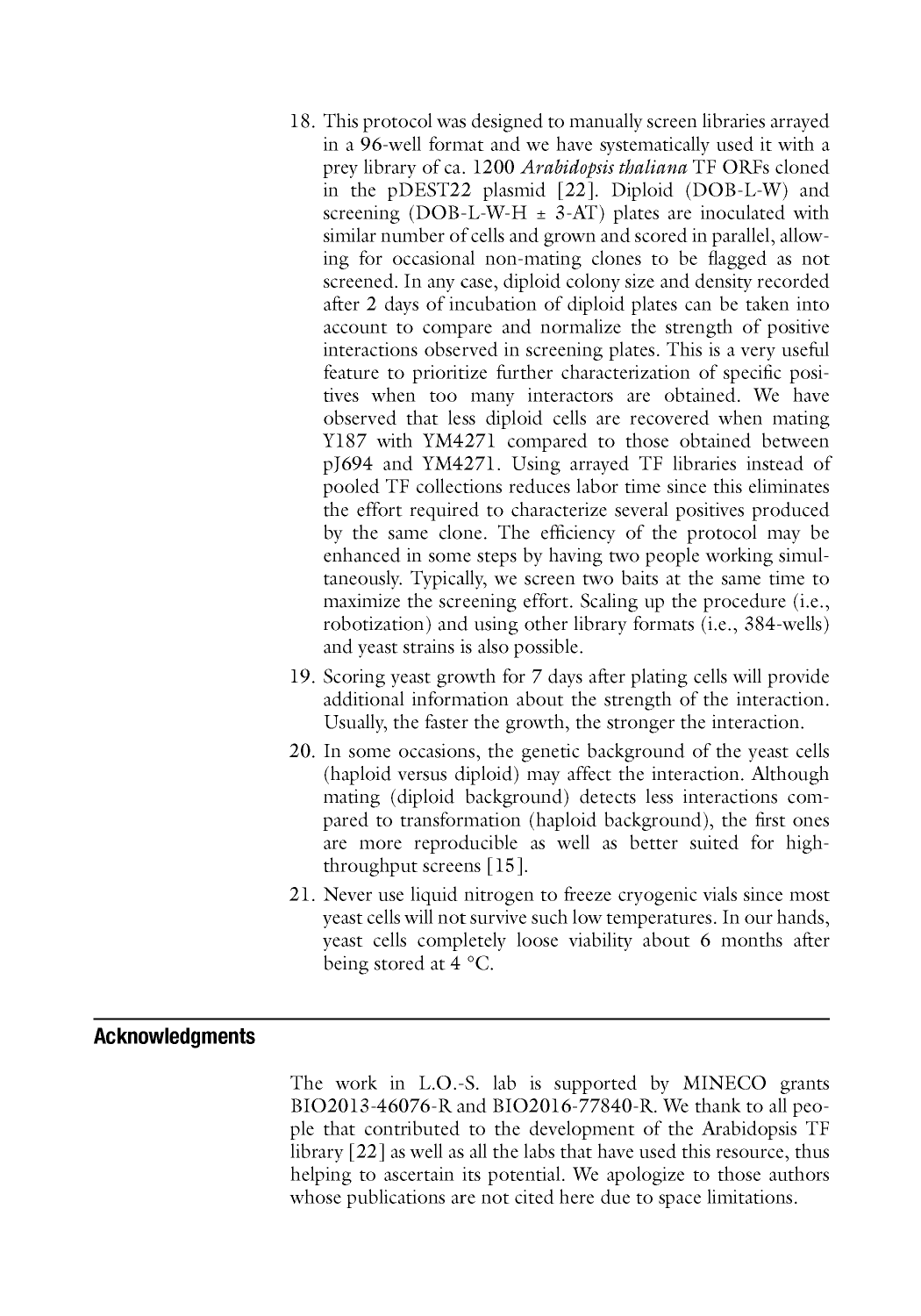18. This protocol was designed to manually screen libraries arrayed in a 96-well format and we have systematically used it with a prey library of ca. 1200 *Arabidopsis thaliana* TF ORFs cloned in the pDEST22 plasmid [22]. Diploid (DOB-L-W) and screening (DOB-L-W-H ± 3-AT) plates are inoculated with similar number of cells and grown and scored in parallel, allowing for occasional non-mating clones to be flagged as not screened. In any case, diploid colony size and density recorded after 2 days of incubation of diploid plates can be taken into account to compare and normalize the strength of positive interactions observed in screening plates. This is a very useful feature to prioritize further characterization of specific positives when too many interactors are obtained. We have observed that less diploid cells are recovered when mating Y187 with YM4271 compared to those obtained between pJ694 and YM4271. Using arrayed TF libraries instead of pooled TF collections reduces labor time since this eliminates the effort required to characterize several positives produced by the same clone. The efficiency of the protocol may be enhanced in some steps by having two people working simultaneously. Typically, we screen two baits at the same time to maximize the screening effort. Scaling up the procedure (i.e., robotization) and using other library formats (i.e., 384-wells) and yeast strains is also possible.
19. Scoring yeast growth for 7 days after plating cells will provide additional information about the strength of the interaction. Usually, the faster the growth, the stronger the interaction.
20. In some occasions, the genetic background of the yeast cells (haploid versus diploid) may affect the interaction. Although mating (diploid background) detects less interactions compared to transformation (haploid background), the first ones are more reproducible as well as better suited for high-throughput screens [15].
21. Never use liquid nitrogen to freeze cryogenic vials since most yeast cells will not survive such low temperatures. In our hands, yeast cells completely loose viability about 6 months after being stored at 4 °C.

## Acknowledgments

The work in L.O.-S. lab is supported by MINECO grants BIO2013-46076-R and BIO2016-77840-R. We thank to all people that contributed to the development of the Arabidopsis TF library [22] as well as all the labs that have used this resource, thus helping to ascertain its potential. We apologize to those authors whose publications are not cited here due to space limitations.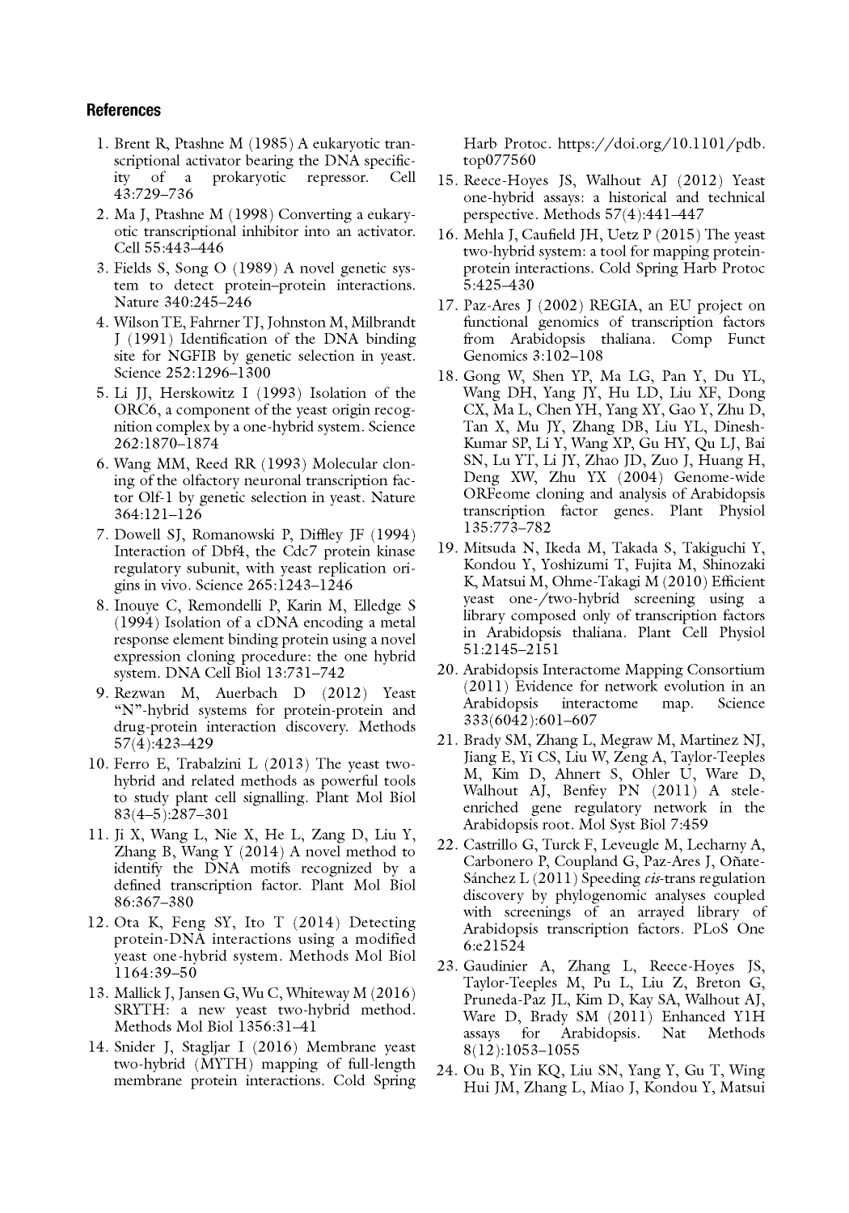## References

1. Brent R, Ptashne M (1985) A eukaryotic transcriptional activator bearing the DNA specificity of a prokaryotic repressor. Cell 43:729–736
2. Ma J, Ptashne M (1998) Converting a eukaryotic transcriptional inhibitor into an activator. Cell 55:443–446
3. Fields S, Song O (1989) A novel genetic system to detect protein–protein interactions. Nature 340:245–246
4. Wilson TE, Fahrner TJ, Johnston M, Milbrandt J (1991) Identification of the DNA binding site for NGFIB by genetic selection in yeast. Science 252:1296–1300
5. Li JJ, Herskowitz I (1993) Isolation of the ORC6, a component of the yeast origin recognition complex by a one-hybrid system. Science 262:1870–1874
6. Wang MM, Reed RR (1993) Molecular cloning of the olfactory neuronal transcription factor Olf-1 by genetic selection in yeast. Nature 364:121–126
7. Dowell SJ, Romanowski P, Diffley JF (1994) Interaction of Dbf4, the Cdc7 protein kinase regulatory subunit, with yeast replication origins in vivo. Science 265:1243–1246
8. Inouye C, Remondelli P, Karin M, Elledge S (1994) Isolation of a cDNA encoding a metal response element binding protein using a novel expression cloning procedure: the one hybrid system. DNA Cell Biol 13:731–742
9. Rezwan M, Auerbach D (2012) Yeast "N"-hybrid systems for protein-protein and drug-protein interaction discovery. Methods 57(4):423–429
10. Ferro E, Trabalzini L (2013) The yeast two-hybrid and related methods as powerful tools to study plant cell signalling. Plant Mol Biol 83(4–5):287–301
11. Ji X, Wang L, Nie X, He L, Zang D, Liu Y, Zhang B, Wang Y (2014) A novel method to identify the DNA motifs recognized by a defined transcription factor. Plant Mol Biol 86:367–380
12. Ota K, Feng SY, Ito T (2014) Detecting protein-DNA interactions using a modified yeast one-hybrid system. Methods Mol Biol 1164:39–50
13. Mallick J, Jansen G, Wu C, Whiteway M (2016) SRYTH: a new yeast two-hybrid method. Methods Mol Biol 1356:31–41
14. Snider J, Stagljar I (2016) Membrane yeast two-hybrid (MYTH) mapping of full-length membrane protein interactions. Cold Spring Harb Protoc. https://doi.org/10.1101/pdb.top077560
15. Reece-Hoyes JS, Walhout AJ (2012) Yeast one-hybrid assays: a historical and technical perspective. Methods 57(4):441–447
16. Mehla J, Caufield JH, Uetz P (2015) The yeast two-hybrid system: a tool for mapping protein-protein interactions. Cold Spring Harb Protoc 5:425–430
17. Paz-Ares J (2002) REGIA, an EU project on functional genomics of transcription factors from Arabidopsis thaliana. Comp Funct Genomics 3:102–108
18. Gong W, Shen YP, Ma LG, Pan Y, Du YL, Wang DH, Yang JY, Hu LD, Liu XF, Dong CX, Ma L, Chen YH, Yang XY, Gao Y, Zhu D, Tan X, Mu JY, Zhang DB, Liu YL, Dinesh-Kumar SP, Li Y, Wang XP, Gu HY, Qu LJ, Bai SN, Lu YT, Li JY, Zhao JD, Zuo J, Huang H, Deng XW, Zhu YX (2004) Genome-wide ORFeome cloning and analysis of Arabidopsis transcription factor genes. Plant Physiol 135:773–782
19. Mitsuda N, Ikeda M, Takada S, Takiguchi Y, Kondou Y, Yoshizumi T, Fujita M, Shinozaki K, Matsui M, Ohme-Takagi M (2010) Efficient yeast one-/two-hybrid screening using a library composed only of transcription factors in Arabidopsis thaliana. Plant Cell Physiol 51:2145–2151
20. Arabidopsis Interactome Mapping Consortium (2011) Evidence for network evolution in an Arabidopsis interactome map. Science 333(6042):601–607
21. Brady SM, Zhang L, Megraw M, Martinez NJ, Jiang E, Yi CS, Liu W, Zeng A, Taylor-Teeples M, Kim D, Ahnert S, Ohler U, Ware D, Walhout AJ, Benfey PN (2011) A stele-enriched gene regulatory network in the Arabidopsis root. Mol Syst Biol 7:459
22. Castrillo G, Turck F, Leveugle M, Lecharny A, Carbonero P, Coupland G, Paz-Ares J, Oñate-Sánchez L (2011) Speeding *cis*-trans regulation discovery by phylogenomic analyses coupled with screenings of an arrayed library of Arabidopsis transcription factors. PLoS One 6:e21524
23. Gaudinier A, Zhang L, Reece-Hoyes JS, Taylor-Teeples M, Pu L, Liu Z, Breton G, Pruneda-Paz JL, Kim D, Kay SA, Walhout AJ, Ware D, Brady SM (2011) Enhanced Y1H assays for Arabidopsis. Nat Methods 8(12):1053–1055
24. Ou B, Yin KQ, Liu SN, Yang Y, Gu T, Wing Hui JM, Zhang L, Miao J, Kondou Y, Matsui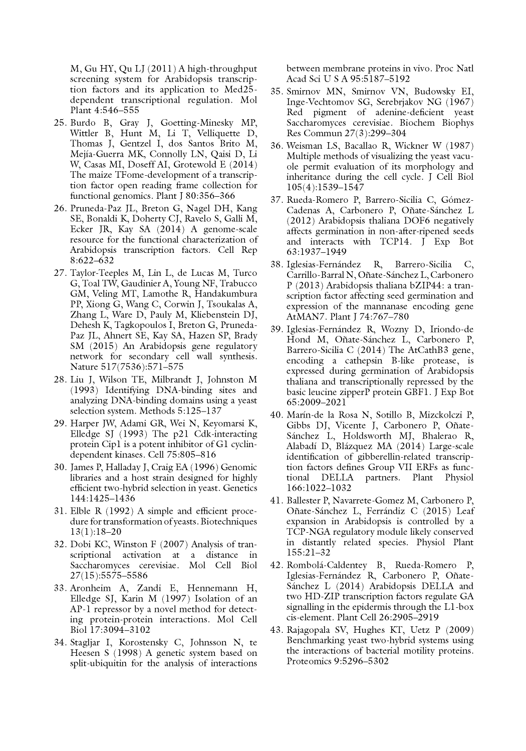M, Gu HY, Qu LJ (2011) A high-throughput screening system for Arabidopsis transcription factors and its application to Med25-dependent transcriptional regulation. Mol Plant 4:546–555

25. Burdo B, Gray J, Goetting-Minesky MP, Wittler B, Hunt M, Li T, Velliquette D, Thomas J, Gentzel I, dos Santos Brito M, Mejía-Guerra MK, Connolly LN, Qaisi D, Li W, Casas MI, Doseff AI, Grotewold E (2014) The maize TFome-development of a transcription factor open reading frame collection for functional genomics. Plant J 80:356–366
26. Pruneda-Paz JL, Breton G, Nagel DH, Kang SE, Bonaldi K, Doherty CJ, Ravelo S, Galli M, Ecker JR, Kay SA (2014) A genome-scale resource for the functional characterization of Arabidopsis transcription factors. Cell Rep 8:622–632
27. Taylor-Teeples M, Lin L, de Lucas M, Turco G, Toal TW, Gaudinier A, Young NF, Trabucco GM, Veling MT, Lamothe R, Handakumbura PP, Xiong G, Wang C, Corwin J, Tsoukalas A, Zhang L, Ware D, Pauly M, Kliebenstein DJ, Dehesh K, Tagkopoulos I, Breton G, Pruneda-Paz JL, Ahnert SE, Kay SA, Hazen SP, Brady SM (2015) An Arabidopsis gene regulatory network for secondary cell wall synthesis. Nature 517(7536):571–575
28. Liu J, Wilson TE, Milbrandt J, Johnston M (1993) Identifying DNA-binding sites and analyzing DNA-binding domains using a yeast selection system. Methods 5:125–137
29. Harper JW, Adami GR, Wei N, Keyomarsi K, Elledge SJ (1993) The p21 Cdk-interacting protein Cip1 is a potent inhibitor of G1 cyclin-dependent kinases. Cell 75:805–816
30. James P, Halladay J, Craig EA (1996) Genomic libraries and a host strain designed for highly efficient two-hybrid selection in yeast. Genetics 144:1425–1436
31. Elble R (1992) A simple and efficient procedure for transformation of yeasts. Biotechniques 13(1):18–20
32. Dobi KC, Winston F (2007) Analysis of transcriptional activation at a distance in Saccharomyces cerevisiae. Mol Cell Biol 27(15):5575–5586
33. Aronheim A, Zandi E, Hennemann H, Elledge SJ, Karin M (1997) Isolation of an AP-1 repressor by a novel method for detecting protein-protein interactions. Mol Cell Biol 17:3094–3102
34. Stagljar I, Korostensky C, Johnsson N, te Heesen S (1998) A genetic system based on split-ubiquitin for the analysis of interactions between membrane proteins in vivo. Proc Natl Acad Sci U S A 95:5187–5192
35. Smirnov MN, Smirnov VN, Budowsky EI, Inge-Vechtomov SG, Serebrjakov NG (1967) Red pigment of adenine-deficient yeast Saccharomyces cerevisiae. Biochem Biophys Res Commun 27(3):299–304
36. Weisman LS, Bacallao R, Wickner W (1987) Multiple methods of visualizing the yeast vacuole permit evaluation of its morphology and inheritance during the cell cycle. J Cell Biol 105(4):1539–1547
37. Rueda-Romero P, Barrero-Sicilia C, Gómez-Cadenas A, Carbonero P, Oñate-Sánchez L (2012) Arabidopsis thaliana DOF6 negatively affects germination in non-after-ripened seeds and interacts with TCP14. J Exp Bot 63:1937–1949
38. Iglesias-Fernández R, Barrero-Sicilia C, Carrillo-Barral N, Oñate-Sánchez L, Carbonero P (2013) Arabidopsis thaliana bZIP44: a transcription factor affecting seed germination and expression of the mannanase encoding gene AtMAN7. Plant J 74:767–780
39. Iglesias-Fernández R, Wozny D, Iriondo-de Hond M, Oñate-Sánchez L, Carbonero P, Barrero-Sicilia C (2014) The AtCathB3 gene, encoding a cathepsin B-like protease, is expressed during germination of Arabidopsis thaliana and transcriptionally repressed by the basic leucine zipperP protein GBF1. J Exp Bot 65:2009–2021
40. Marín-de la Rosa N, Sotillo B, Mizckolczi P, Gibbs DJ, Vicente J, Carbonero P, Oñate-Sánchez L, Holdsworth MJ, Bhalerao R, Alabadí D, Blázquez MA (2014) Large-scale identification of gibberellin-related transcription factors defines Group VII ERFs as functional DELLA partners. Plant Physiol 166:1022–1032
41. Ballester P, Navarrete-Gomez M, Carbonero P, Oñate-Sánchez L, Ferrándiz C (2015) Leaf expansion in Arabidopsis is controlled by a TCP-NGA regulatory module likely conserved in distantly related species. Physiol Plant 155:21–32
42. Rombolá-Caldentey B, Rueda-Romero P, Iglesias-Fernández R, Carbonero P, Oñate-Sánchez L (2014) Arabidopsis DELLA and two HD-ZIP transcription factors regulate GA signalling in the epidermis through the L1-box cis-element. Plant Cell 26:2905–2919
43. Rajagopala SV, Hughes KT, Uetz P (2009) Benchmarking yeast two-hybrid systems using the interactions of bacterial motility proteins. Proteomics 9:5296–5302